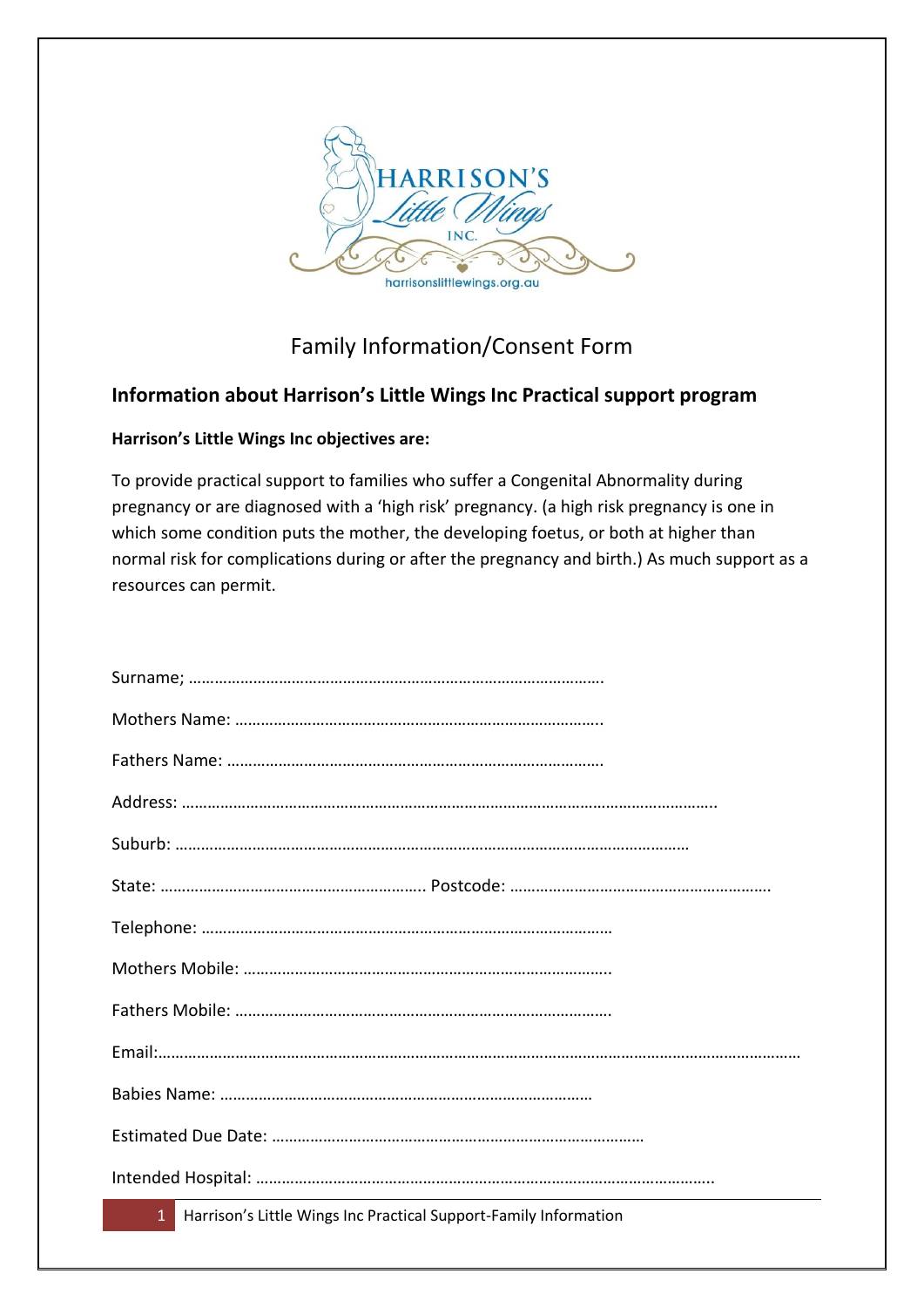# Family Information/Consent Form

## Information about Harrison's Little Wings Inc Practical support program

**Harrison's Little Wings Inc objectives are:**

To provide practical support to families who suffer a Congenital Abnormality during pregnancy or are diagnosed with a 'high risk' pregnancy. (a high risk pregnancy is one in which some condition puts the mother, the developing foetus, or both at higher than normal risk for complications during or after the pregnancy and birth.) As much support as a resources can permit.

Surname; …………………………………………………………………………………….

Mothers Name: …………………………………………………………………………..

Fathers Name: ……………………………………………………………………………

Address: ……………………………………………………………………………………………………………..

Suburb: …………………………………………………………………………………………………………

State: ……………………………………………………. Postcode: ……………………………………………………

Telephone: ……………………………………………………………………………………

Mothers Mobile: …………………………………………………………………………..

Fathers Mobile: ……………………………………………………………………………

Email:……………………………………………………………………………………………………………………………

Babies Name: ……………………………………………………………………………

Estimated Due Date: ……………………………………………………………………………

Intended Hospital: ……………………………………………………………………………………………..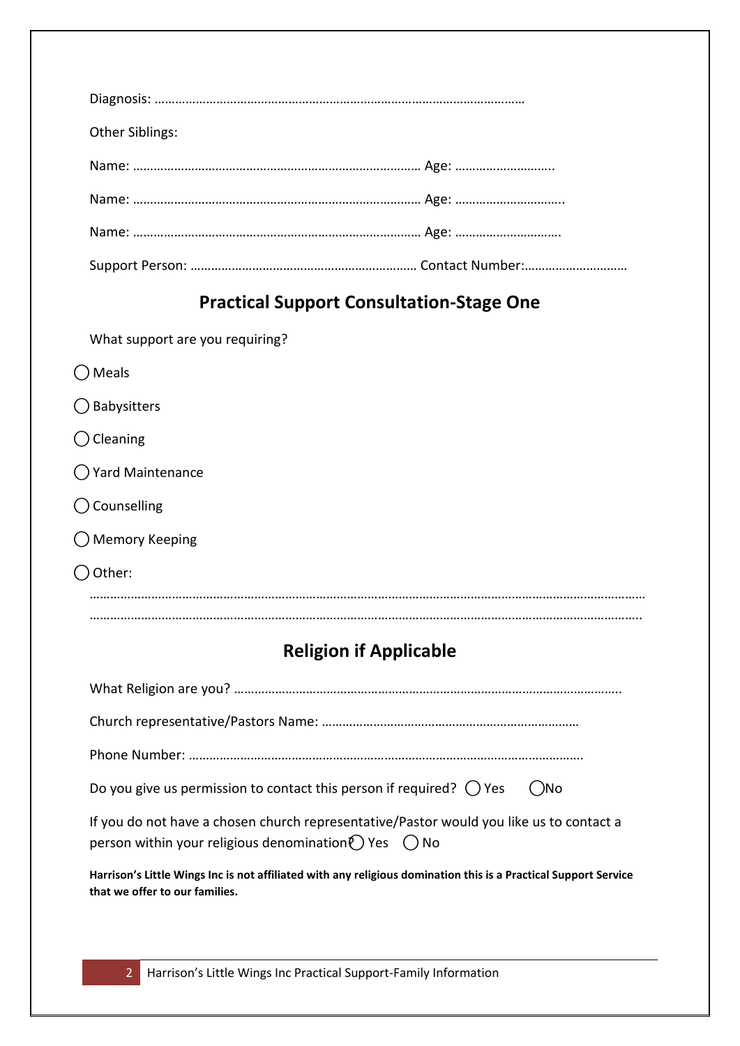Diagnosis: ……………………………………………………………………………………………

Other Siblings:

Name: ………………………………………………………………………… Age: ……………………….

Name: ………………………………………………………………………… Age: …………………………..

Name: ………………………………………………………………………… Age: ………………………….

Support Person: ………………………………………………………… Contact Number:…………………………

## Practical Support Consultation-Stage One

What support are you requiring?

◯ Meals

◯ Babysitters

◯ Cleaning

◯ Yard Maintenance

◯ Counselling

◯ Memory Keeping

◯ Other:

…………………………………………………………………………………………………………………………………………

…………………………………………………………………………………………………………………………………………

## Religion if Applicable

What Religion are you? ………………………………………………………………………………………………..

Church representative/Pastors Name: …………………………………………………………………

Phone Number: …………………………………………………………………………………………………….

Do you give us permission to contact this person if required? ◯ Yes ◯No

If you do not have a chosen church representative/Pastor would you like us to contact a person within your religious denomination? ◯ Yes ◯ No

**Harrison's Little Wings Inc is not affiliated with any religious domination this is a Practical Support Service that we offer to our families.**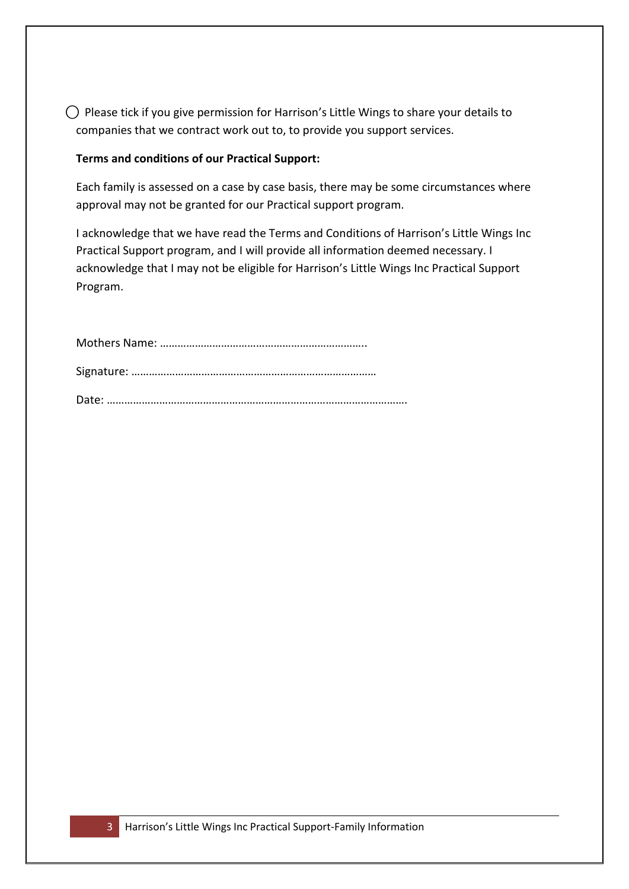◯ Please tick if you give permission for Harrison's Little Wings to share your details to companies that we contract work out to, to provide you support services.

**Terms and conditions of our Practical Support:**

Each family is assessed on a case by case basis, there may be some circumstances where approval may not be granted for our Practical support program.

I acknowledge that we have read the Terms and Conditions of Harrison's Little Wings Inc Practical Support program, and I will provide all information deemed necessary. I acknowledge that I may not be eligible for Harrison's Little Wings Inc Practical Support Program.

Mothers Name: ……………………………………………………………..

Signature: …………………………………………………………………………

Date: ………………………………………………………………………………………….